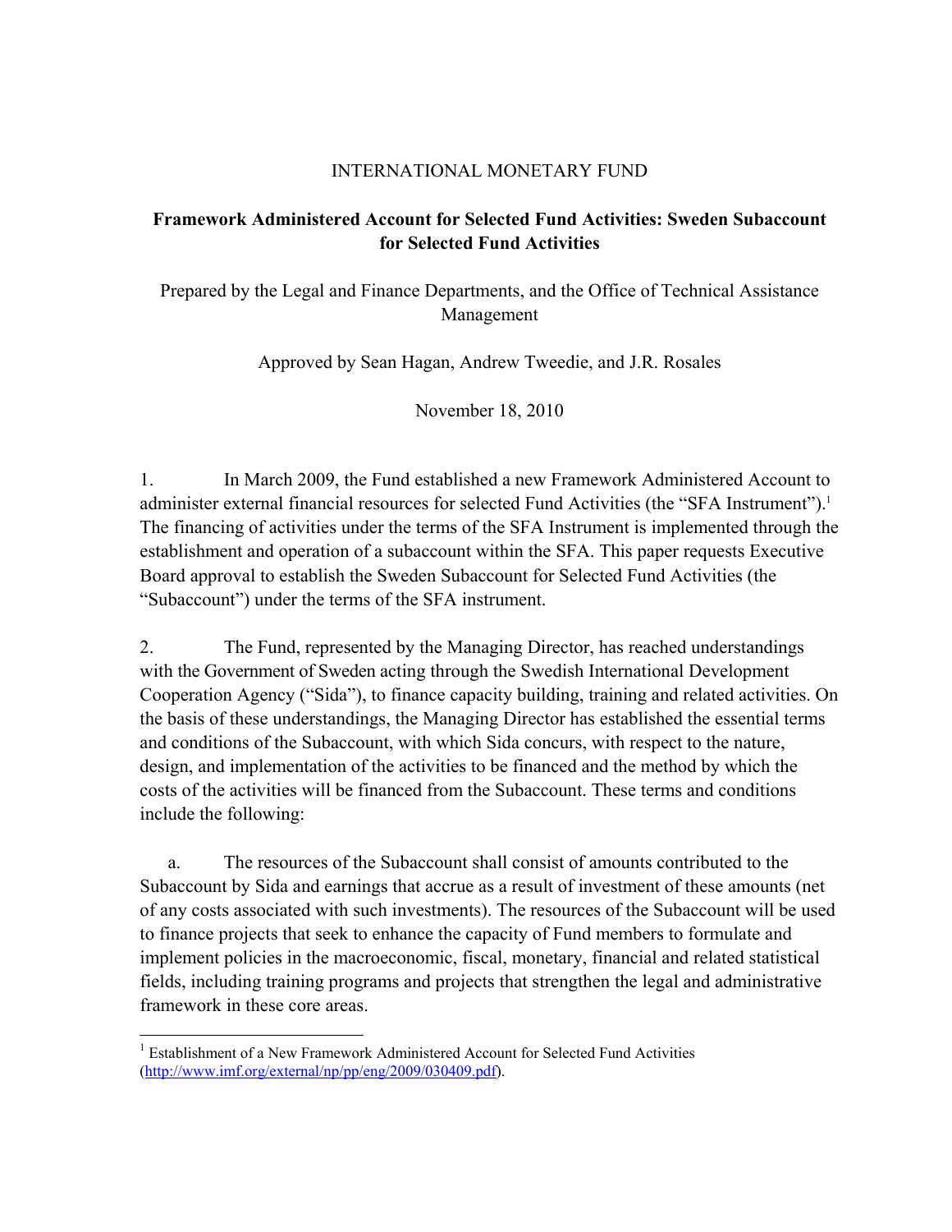INTERNATIONAL MONETARY FUND

# Framework Administered Account for Selected Fund Activities: Sweden Subaccount for Selected Fund Activities

Prepared by the Legal and Finance Departments, and the Office of Technical Assistance Management

Approved by Sean Hagan, Andrew Tweedie, and J.R. Rosales

November 18, 2010

1. In March 2009, the Fund established a new Framework Administered Account to administer external financial resources for selected Fund Activities (the "SFA Instrument").[1] The financing of activities under the terms of the SFA Instrument is implemented through the establishment and operation of a subaccount within the SFA. This paper requests Executive Board approval to establish the Sweden Subaccount for Selected Fund Activities (the "Subaccount") under the terms of the SFA instrument.

2. The Fund, represented by the Managing Director, has reached understandings with the Government of Sweden acting through the Swedish International Development Cooperation Agency ("Sida"), to finance capacity building, training and related activities. On the basis of these understandings, the Managing Director has established the essential terms and conditions of the Subaccount, with which Sida concurs, with respect to the nature, design, and implementation of the activities to be financed and the method by which the costs of the activities will be financed from the Subaccount. These terms and conditions include the following:

a. The resources of the Subaccount shall consist of amounts contributed to the Subaccount by Sida and earnings that accrue as a result of investment of these amounts (net of any costs associated with such investments). The resources of the Subaccount will be used to finance projects that seek to enhance the capacity of Fund members to formulate and implement policies in the macroeconomic, fiscal, monetary, financial and related statistical fields, including training programs and projects that strengthen the legal and administrative framework in these core areas.

[1] Establishment of a New Framework Administered Account for Selected Fund Activities (http://www.imf.org/external/np/pp/eng/2009/030409.pdf).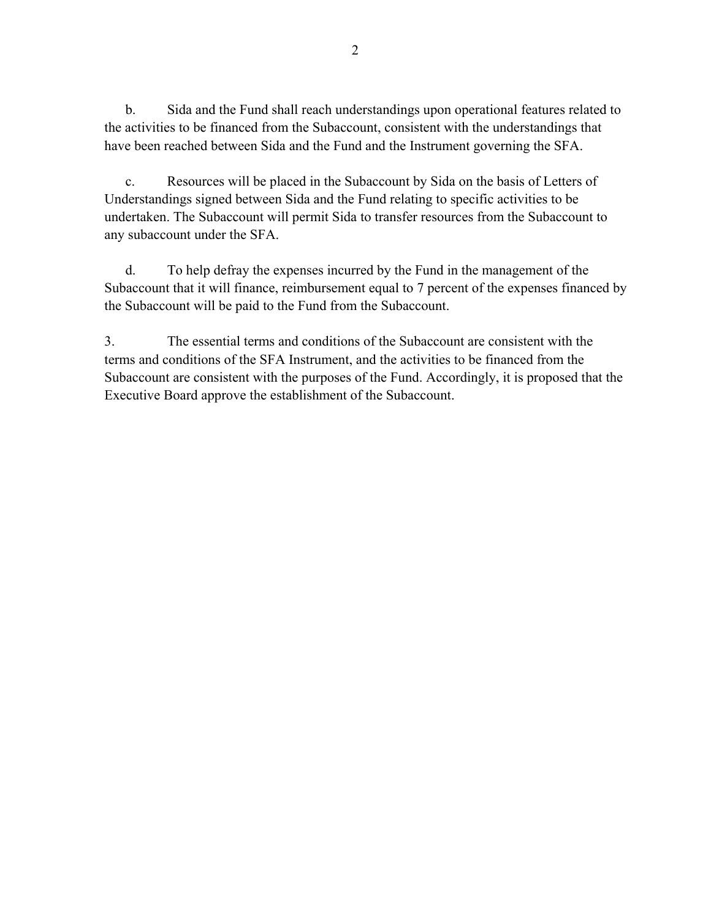b. Sida and the Fund shall reach understandings upon operational features related to the activities to be financed from the Subaccount, consistent with the understandings that have been reached between Sida and the Fund and the Instrument governing the SFA.

c. Resources will be placed in the Subaccount by Sida on the basis of Letters of Understandings signed between Sida and the Fund relating to specific activities to be undertaken. The Subaccount will permit Sida to transfer resources from the Subaccount to any subaccount under the SFA.

d. To help defray the expenses incurred by the Fund in the management of the Subaccount that it will finance, reimbursement equal to 7 percent of the expenses financed by the Subaccount will be paid to the Fund from the Subaccount.

3. The essential terms and conditions of the Subaccount are consistent with the terms and conditions of the SFA Instrument, and the activities to be financed from the Subaccount are consistent with the purposes of the Fund. Accordingly, it is proposed that the Executive Board approve the establishment of the Subaccount.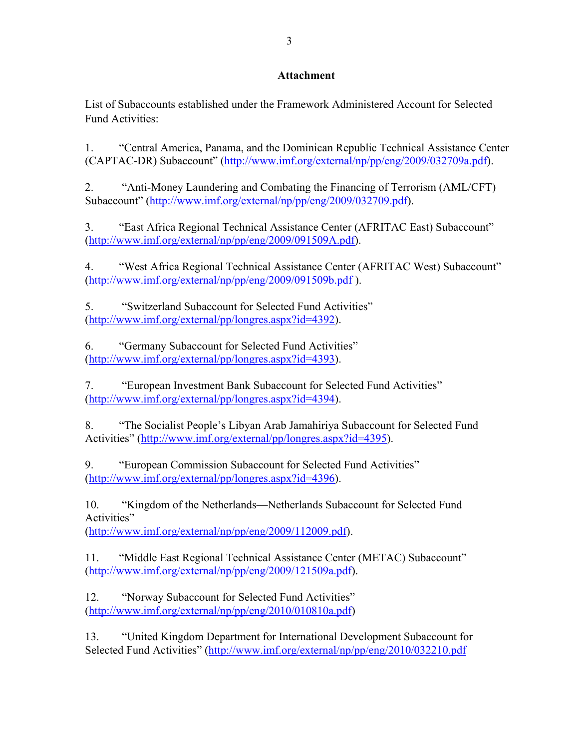**Attachment**

List of Subaccounts established under the Framework Administered Account for Selected Fund Activities:

1. "Central America, Panama, and the Dominican Republic Technical Assistance Center (CAPTAC-DR) Subaccount" (http://www.imf.org/external/np/pp/eng/2009/032709a.pdf).

2. "Anti-Money Laundering and Combating the Financing of Terrorism (AML/CFT) Subaccount" (http://www.imf.org/external/np/pp/eng/2009/032709.pdf).

3. "East Africa Regional Technical Assistance Center (AFRITAC East) Subaccount" (http://www.imf.org/external/np/pp/eng/2009/091509A.pdf).

4. "West Africa Regional Technical Assistance Center (AFRITAC West) Subaccount" (http://www.imf.org/external/np/pp/eng/2009/091509b.pdf ).

5. "Switzerland Subaccount for Selected Fund Activities" (http://www.imf.org/external/pp/longres.aspx?id=4392).

6. "Germany Subaccount for Selected Fund Activities" (http://www.imf.org/external/pp/longres.aspx?id=4393).

7. "European Investment Bank Subaccount for Selected Fund Activities" (http://www.imf.org/external/pp/longres.aspx?id=4394).

8. "The Socialist People's Libyan Arab Jamahiriya Subaccount for Selected Fund Activities" (http://www.imf.org/external/pp/longres.aspx?id=4395).

9. "European Commission Subaccount for Selected Fund Activities" (http://www.imf.org/external/pp/longres.aspx?id=4396).

10. "Kingdom of the Netherlands—Netherlands Subaccount for Selected Fund Activities" (http://www.imf.org/external/np/pp/eng/2009/112009.pdf).

11. "Middle East Regional Technical Assistance Center (METAC) Subaccount" (http://www.imf.org/external/np/pp/eng/2009/121509a.pdf).

12. "Norway Subaccount for Selected Fund Activities" (http://www.imf.org/external/np/pp/eng/2010/010810a.pdf)

13. "United Kingdom Department for International Development Subaccount for Selected Fund Activities" (http://www.imf.org/external/np/pp/eng/2010/032210.pdf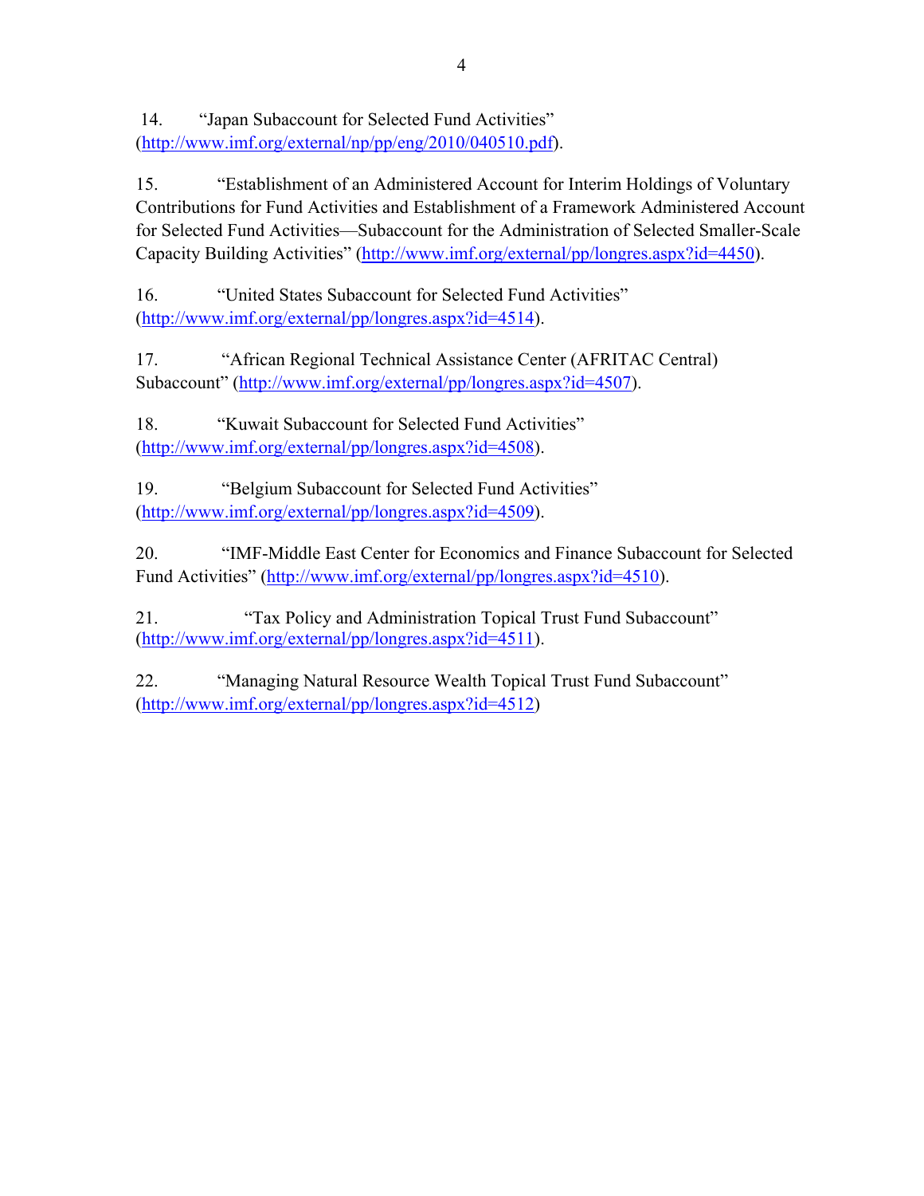14. “Japan Subaccount for Selected Fund Activities” (http://www.imf.org/external/np/pp/eng/2010/040510.pdf).

15. “Establishment of an Administered Account for Interim Holdings of Voluntary Contributions for Fund Activities and Establishment of a Framework Administered Account for Selected Fund Activities—Subaccount for the Administration of Selected Smaller-Scale Capacity Building Activities” (http://www.imf.org/external/pp/longres.aspx?id=4450).

16. “United States Subaccount for Selected Fund Activities” (http://www.imf.org/external/pp/longres.aspx?id=4514).

17. “African Regional Technical Assistance Center (AFRITAC Central) Subaccount” (http://www.imf.org/external/pp/longres.aspx?id=4507).

18. “Kuwait Subaccount for Selected Fund Activities” (http://www.imf.org/external/pp/longres.aspx?id=4508).

19. “Belgium Subaccount for Selected Fund Activities” (http://www.imf.org/external/pp/longres.aspx?id=4509).

20. “IMF-Middle East Center for Economics and Finance Subaccount for Selected Fund Activities” (http://www.imf.org/external/pp/longres.aspx?id=4510).

21. “Tax Policy and Administration Topical Trust Fund Subaccount” (http://www.imf.org/external/pp/longres.aspx?id=4511).

22. “Managing Natural Resource Wealth Topical Trust Fund Subaccount” (http://www.imf.org/external/pp/longres.aspx?id=4512)